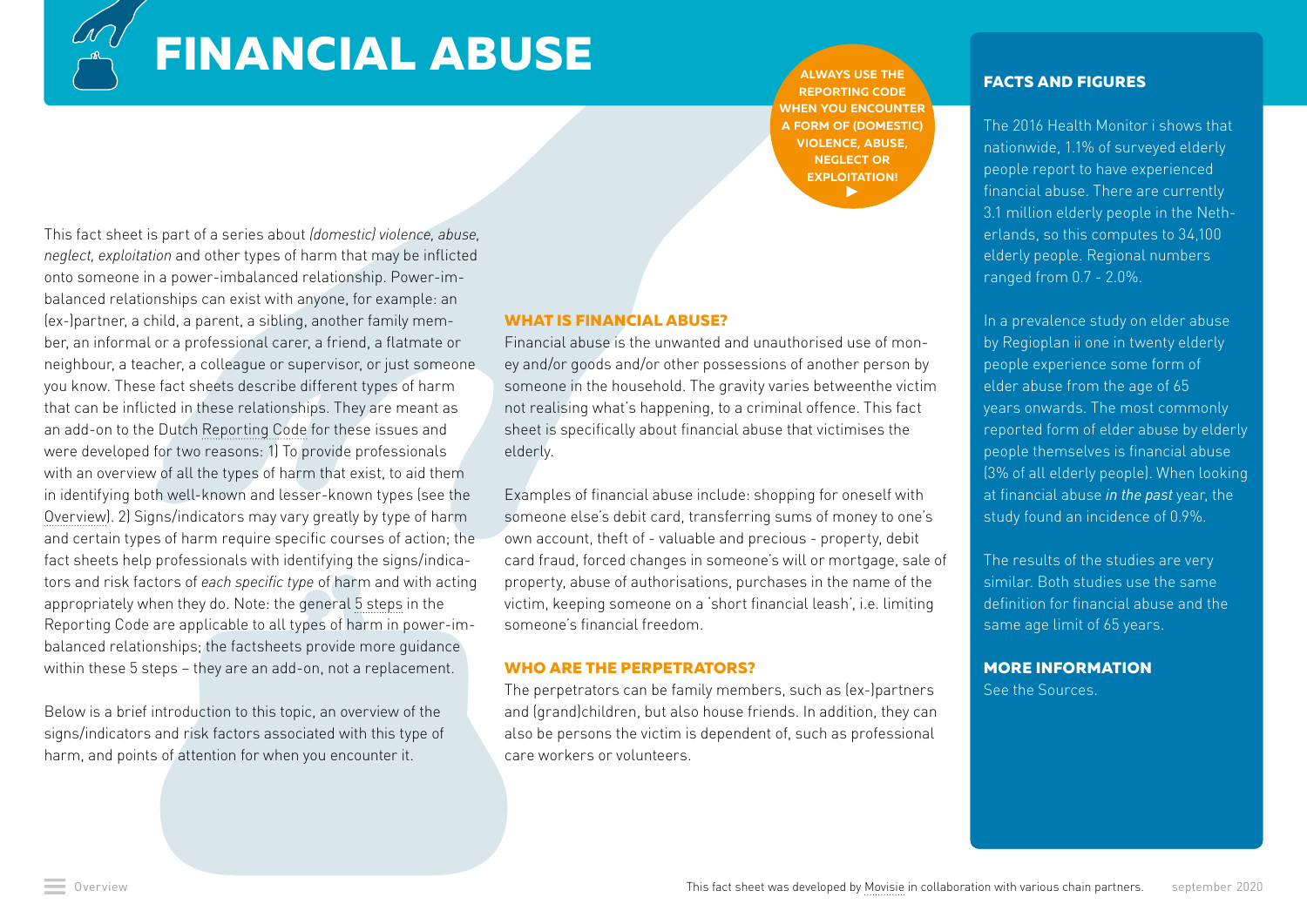# FINANCIAL ABUSE

**ALWAYS USE THE REPORTING CODE WHEN YOU ENCOUNTER A FORM OF (DOMESTIC) VIOLENCE, ABUSE, NEGLECT OR EXPLOITATION!** ▶

This fact sheet is part of a series about *(domestic) violence, abuse, neglect, exploitation* and other types of harm that may be inflicted onto someone in a power-imbalanced relationship. Power-imbalanced relationships can exist with anyone, for example: an (ex-)partner, a child, a parent, a sibling, another family member, an informal or a professional carer, a friend, a flatmate or neighbour, a teacher, a colleague or supervisor, or just someone you know. These fact sheets describe different types of harm that can be inflicted in these relationships. They are meant as an add-on to the Dutch Reporting Code for these issues and were developed for two reasons: 1) To provide professionals with an overview of all the types of harm that exist, to aid them in identifying both well-known and lesser-known types (see the Overview). 2) Signs/indicators may vary greatly by type of harm and certain types of harm require specific courses of action; the fact sheets help professionals with identifying the signs/indicators and risk factors of *each specific type* of harm and with acting appropriately when they do. Note: the general 5 steps in the Reporting Code are applicable to all types of harm in power-imbalanced relationships; the factsheets provide more guidance within these 5 steps – they are an add-on, not a replacement.

Below is a brief introduction to this topic, an overview of the signs/indicators and risk factors associated with this type of harm, and points of attention for when you encounter it.

## WHAT IS FINANCIAL ABUSE?

Financial abuse is the unwanted and unauthorised use of money and/or goods and/or other possessions of another person by someone in the household. The gravity varies betweenthe victim not realising what's happening, to a criminal offence. This fact sheet is specifically about financial abuse that victimises the elderly.

Examples of financial abuse include: shopping for oneself with someone else's debit card, transferring sums of money to one's own account, theft of - valuable and precious - property, debit card fraud, forced changes in someone's will or mortgage, sale of property, abuse of authorisations, purchases in the name of the victim, keeping someone on a 'short financial leash', i.e. limiting someone's financial freedom.

## WHO ARE THE PERPETRATORS?

The perpetrators can be family members, such as (ex-)partners and (grand)children, but also house friends. In addition, they can also be persons the victim is dependent of, such as professional care workers or volunteers.

## FACTS AND FIGURES

The 2016 Health Monitor i shows that nationwide, 1.1% of surveyed elderly people report to have experienced financial abuse. There are currently 3.1 million elderly people in the Netherlands, so this computes to 34,100 elderly people. Regional numbers ranged from 0.7 - 2.0%.

In a prevalence study on elder abuse by Regioplan ii one in twenty elderly people experience some form of elder abuse from the age of 65 years onwards. The most commonly reported form of elder abuse by elderly people themselves is financial abuse (3% of all elderly people). When looking at financial abuse *in the past* year, the study found an incidence of 0.9%.

The results of the studies are very similar. Both studies use the same definition for financial abuse and the same age limit of 65 years.

## MORE INFORMATION

See the Sources.

This fact sheet was developed by Movisie in collaboration with various chain partners. september 2020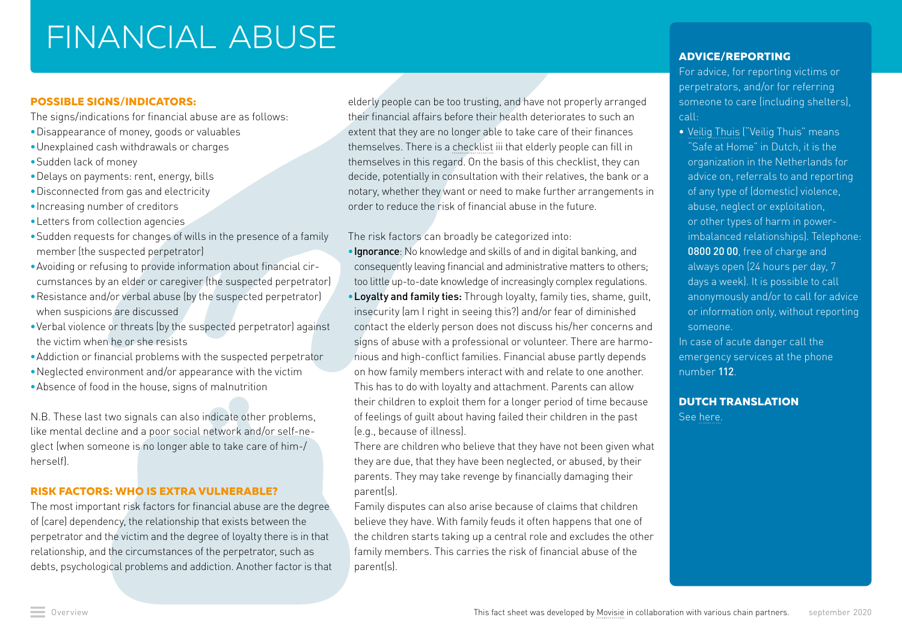# FINANCIAL ABUSE

## POSSIBLE SIGNS/INDICATORS:

The signs/indications for financial abuse are as follows:

- Disappearance of money, goods or valuables
- Unexplained cash withdrawals or charges
- Sudden lack of money
- Delays on payments: rent, energy, bills
- Disconnected from gas and electricity
- Increasing number of creditors
- Letters from collection agencies
- Sudden requests for changes of wills in the presence of a family member (the suspected perpetrator)
- Avoiding or refusing to provide information about financial circumstances by an elder or caregiver (the suspected perpetrator)
- Resistance and/or verbal abuse (by the suspected perpetrator) when suspicions are discussed
- Verbal violence or threats (by the suspected perpetrator) against the victim when he or she resists
- Addiction or financial problems with the suspected perpetrator
- Neglected environment and/or appearance with the victim
- Absence of food in the house, signs of malnutrition

N.B. These last two signals can also indicate other problems, like mental decline and a poor social network and/or self-neglect (when someone is no longer able to take care of him-/herself).

## RISK FACTORS: WHO IS EXTRA VULNERABLE?

The most important risk factors for financial abuse are the degree of (care) dependency, the relationship that exists between the perpetrator and the victim and the degree of loyalty there is in that relationship, and the circumstances of the perpetrator, such as debts, psychological problems and addiction. Another factor is that elderly people can be too trusting, and have not properly arranged their financial affairs before their health deteriorates to such an extent that they are no longer able to take care of their finances themselves. There is a checklist iii that elderly people can fill in themselves in this regard. On the basis of this checklist, they can decide, potentially in consultation with their relatives, the bank or a notary, whether they want or need to make further arrangements in order to reduce the risk of financial abuse in the future.

The risk factors can broadly be categorized into:

- **Ignorance**: No knowledge and skills of and in digital banking, and consequently leaving financial and administrative matters to others; too little up-to-date knowledge of increasingly complex regulations.
- **Loyalty and family ties:** Through loyalty, family ties, shame, guilt, insecurity (am I right in seeing this?) and/or fear of diminished contact the elderly person does not discuss his/her concerns and signs of abuse with a professional or volunteer. There are harmonious and high-conflict families. Financial abuse partly depends on how family members interact with and relate to one another. This has to do with loyalty and attachment. Parents can allow their children to exploit them for a longer period of time because of feelings of guilt about having failed their children in the past (e.g., because of illness).

  There are children who believe that they have not been given what they are due, that they have been neglected, or abused, by their parents. They may take revenge by financially damaging their parent(s).

  Family disputes can also arise because of claims that children believe they have. With family feuds it often happens that one of the children starts taking up a central role and excludes the other family members. This carries the risk of financial abuse of the parent(s).

## ADVICE/REPORTING

For advice, for reporting victims or perpetrators, and/or for referring someone to care (including shelters), call:

- Veilig Thuis ("Veilig Thuis" means "Safe at Home" in Dutch, it is the organization in the Netherlands for advice on, referrals to and reporting of any type of (domestic) violence, abuse, neglect or exploitation, or other types of harm in power-imbalanced relationships). Telephone: **0800 20 00**, free of charge and always open (24 hours per day, 7 days a week). It is possible to call anonymously and/or to call for advice or information only, without reporting someone.

In case of acute danger call the emergency services at the phone number **112**.

## DUTCH TRANSLATION

See here.

This fact sheet was developed by Movisie in collaboration with various chain partners. september 2020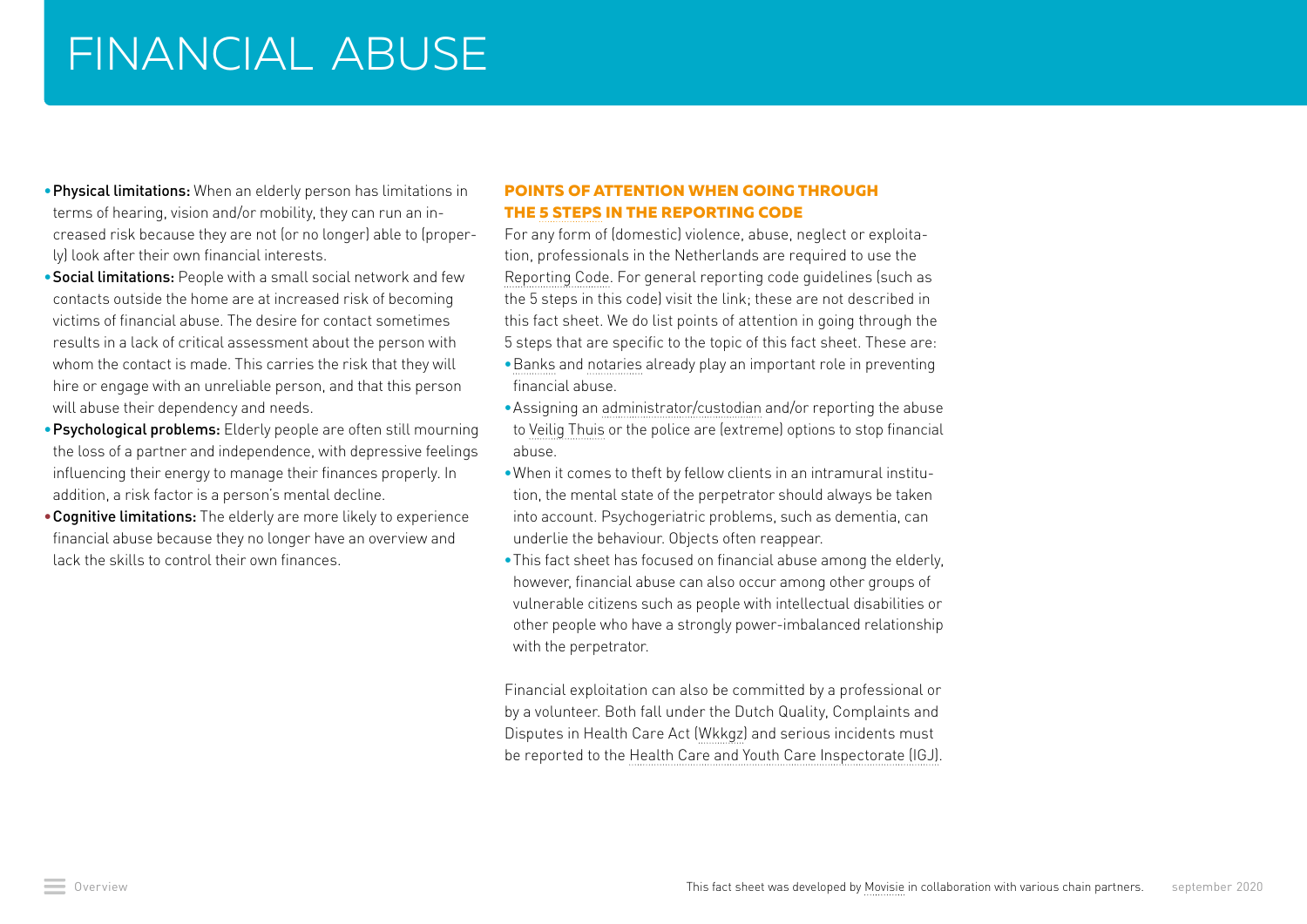# FINANCIAL ABUSE

- **Physical limitations:** When an elderly person has limitations in terms of hearing, vision and/or mobility, they can run an increased risk because they are not (or no longer) able to (properly) look after their own financial interests.
- **Social limitations:** People with a small social network and few contacts outside the home are at increased risk of becoming victims of financial abuse. The desire for contact sometimes results in a lack of critical assessment about the person with whom the contact is made. This carries the risk that they will hire or engage with an unreliable person, and that this person will abuse their dependency and needs.
- **Psychological problems:** Elderly people are often still mourning the loss of a partner and independence, with depressive feelings influencing their energy to manage their finances properly. In addition, a risk factor is a person's mental decline.
- **Cognitive limitations:** The elderly are more likely to experience financial abuse because they no longer have an overview and lack the skills to control their own finances.

## POINTS OF ATTENTION WHEN GOING THROUGH THE 5 STEPS IN THE REPORTING CODE

For any form of (domestic) violence, abuse, neglect or exploitation, professionals in the Netherlands are required to use the Reporting Code. For general reporting code guidelines (such as the 5 steps in this code) visit the link; these are not described in this fact sheet. We do list points of attention in going through the 5 steps that are specific to the topic of this fact sheet. These are:

- Banks and notaries already play an important role in preventing financial abuse.
- Assigning an administrator/custodian and/or reporting the abuse to Veilig Thuis or the police are (extreme) options to stop financial abuse.
- When it comes to theft by fellow clients in an intramural institution, the mental state of the perpetrator should always be taken into account. Psychogeriatric problems, such as dementia, can underlie the behaviour. Objects often reappear.
- This fact sheet has focused on financial abuse among the elderly, however, financial abuse can also occur among other groups of vulnerable citizens such as people with intellectual disabilities or other people who have a strongly power-imbalanced relationship with the perpetrator.

Financial exploitation can also be committed by a professional or by a volunteer. Both fall under the Dutch Quality, Complaints and Disputes in Health Care Act (Wkkgz) and serious incidents must be reported to the Health Care and Youth Care Inspectorate (IGJ).

This fact sheet was developed by Movisie in collaboration with various chain partners. september 2020